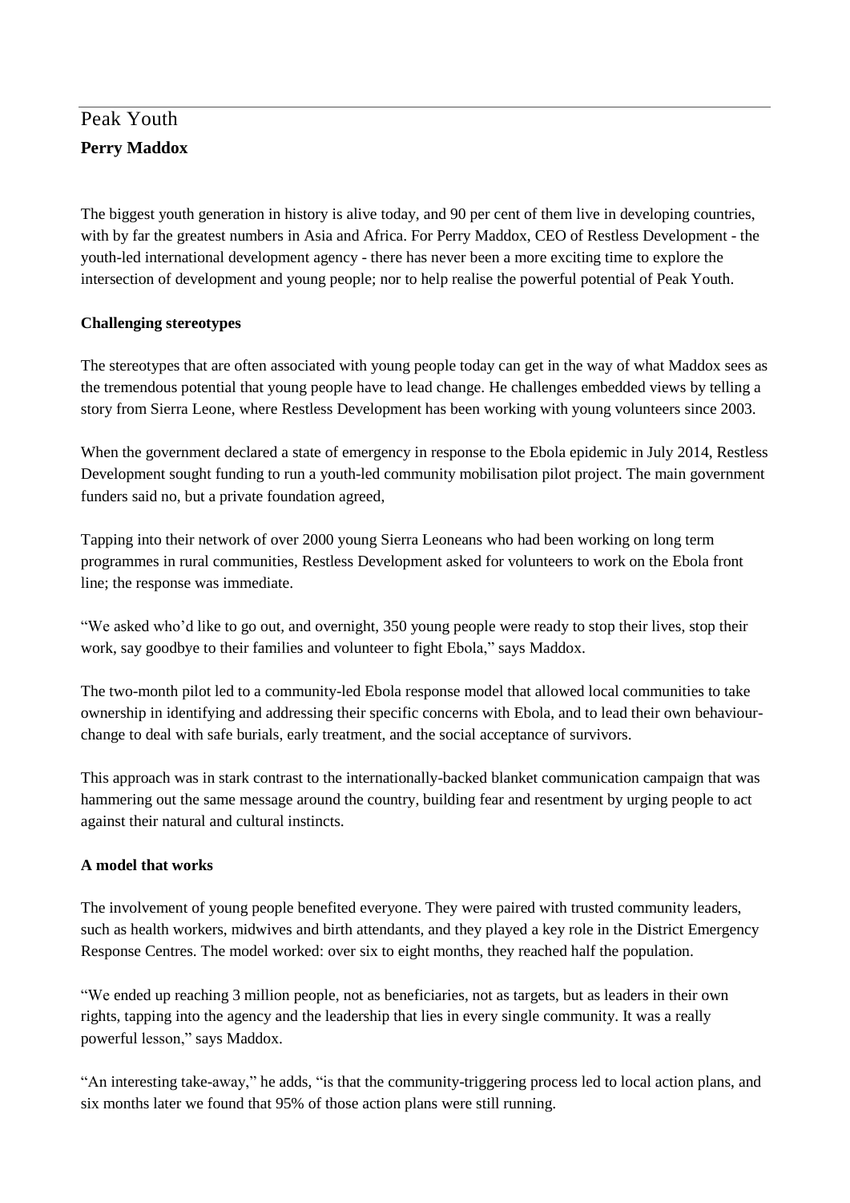# Peak Youth

**Perry Maddox**

The biggest youth generation in history is alive today, and 90 per cent of them live in developing countries, with by far the greatest numbers in Asia and Africa. For Perry Maddox, CEO of Restless Development - the youth-led international development agency - there has never been a more exciting time to explore the intersection of development and young people; nor to help realise the powerful potential of Peak Youth.

## Challenging stereotypes

The stereotypes that are often associated with young people today can get in the way of what Maddox sees as the tremendous potential that young people have to lead change. He challenges embedded views by telling a story from Sierra Leone, where Restless Development has been working with young volunteers since 2003.

When the government declared a state of emergency in response to the Ebola epidemic in July 2014, Restless Development sought funding to run a youth-led community mobilisation pilot project. The main government funders said no, but a private foundation agreed,

Tapping into their network of over 2000 young Sierra Leoneans who had been working on long term programmes in rural communities, Restless Development asked for volunteers to work on the Ebola front line; the response was immediate.

"We asked who'd like to go out, and overnight, 350 young people were ready to stop their lives, stop their work, say goodbye to their families and volunteer to fight Ebola," says Maddox.

The two-month pilot led to a community-led Ebola response model that allowed local communities to take ownership in identifying and addressing their specific concerns with Ebola, and to lead their own behaviour-change to deal with safe burials, early treatment, and the social acceptance of survivors.

This approach was in stark contrast to the internationally-backed blanket communication campaign that was hammering out the same message around the country, building fear and resentment by urging people to act against their natural and cultural instincts.

## A model that works

The involvement of young people benefited everyone. They were paired with trusted community leaders, such as health workers, midwives and birth attendants, and they played a key role in the District Emergency Response Centres. The model worked: over six to eight months, they reached half the population.

"We ended up reaching 3 million people, not as beneficiaries, not as targets, but as leaders in their own rights, tapping into the agency and the leadership that lies in every single community. It was a really powerful lesson," says Maddox.

"An interesting take-away," he adds, "is that the community-triggering process led to local action plans, and six months later we found that 95% of those action plans were still running.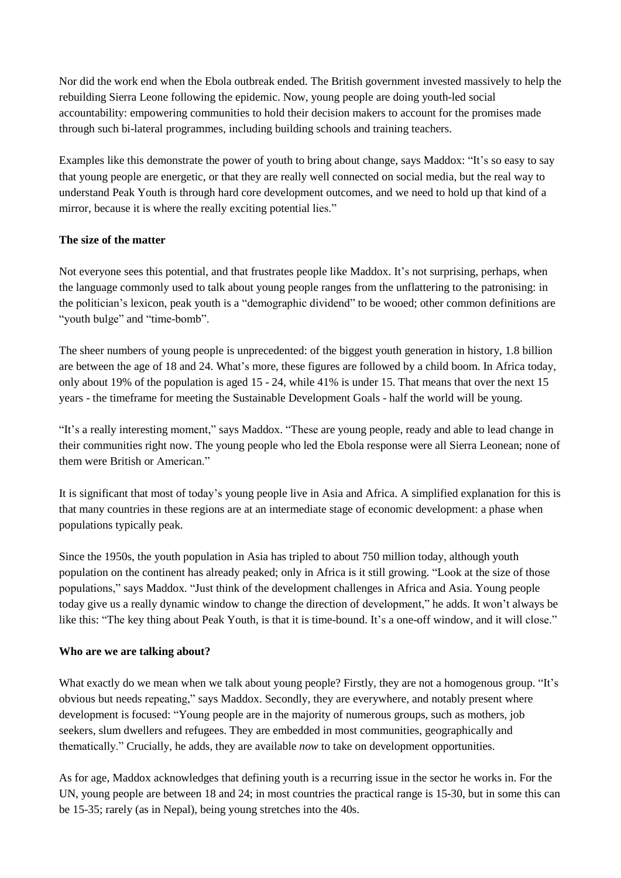Nor did the work end when the Ebola outbreak ended. The British government invested massively to help the rebuilding Sierra Leone following the epidemic. Now, young people are doing youth-led social accountability: empowering communities to hold their decision makers to account for the promises made through such bi-lateral programmes, including building schools and training teachers.

Examples like this demonstrate the power of youth to bring about change, says Maddox: "It's so easy to say that young people are energetic, or that they are really well connected on social media, but the real way to understand Peak Youth is through hard core development outcomes, and we need to hold up that kind of a mirror, because it is where the really exciting potential lies."

**The size of the matter**

Not everyone sees this potential, and that frustrates people like Maddox. It's not surprising, perhaps, when the language commonly used to talk about young people ranges from the unflattering to the patronising: in the politician's lexicon, peak youth is a "demographic dividend" to be wooed; other common definitions are "youth bulge" and "time-bomb".

The sheer numbers of young people is unprecedented: of the biggest youth generation in history, 1.8 billion are between the age of 18 and 24. What's more, these figures are followed by a child boom. In Africa today, only about 19% of the population is aged 15 - 24, while 41% is under 15. That means that over the next 15 years - the timeframe for meeting the Sustainable Development Goals - half the world will be young.

"It's a really interesting moment," says Maddox. "These are young people, ready and able to lead change in their communities right now. The young people who led the Ebola response were all Sierra Leonean; none of them were British or American."

It is significant that most of today's young people live in Asia and Africa. A simplified explanation for this is that many countries in these regions are at an intermediate stage of economic development: a phase when populations typically peak.

Since the 1950s, the youth population in Asia has tripled to about 750 million today, although youth population on the continent has already peaked; only in Africa is it still growing. "Look at the size of those populations," says Maddox. "Just think of the development challenges in Africa and Asia. Young people today give us a really dynamic window to change the direction of development," he adds. It won't always be like this: "The key thing about Peak Youth, is that it is time-bound. It's a one-off window, and it will close."

**Who are we are talking about?**

What exactly do we mean when we talk about young people? Firstly, they are not a homogenous group. "It's obvious but needs repeating," says Maddox. Secondly, they are everywhere, and notably present where development is focused: "Young people are in the majority of numerous groups, such as mothers, job seekers, slum dwellers and refugees. They are embedded in most communities, geographically and thematically." Crucially, he adds, they are available *now* to take on development opportunities.

As for age, Maddox acknowledges that defining youth is a recurring issue in the sector he works in. For the UN, young people are between 18 and 24; in most countries the practical range is 15-30, but in some this can be 15-35; rarely (as in Nepal), being young stretches into the 40s.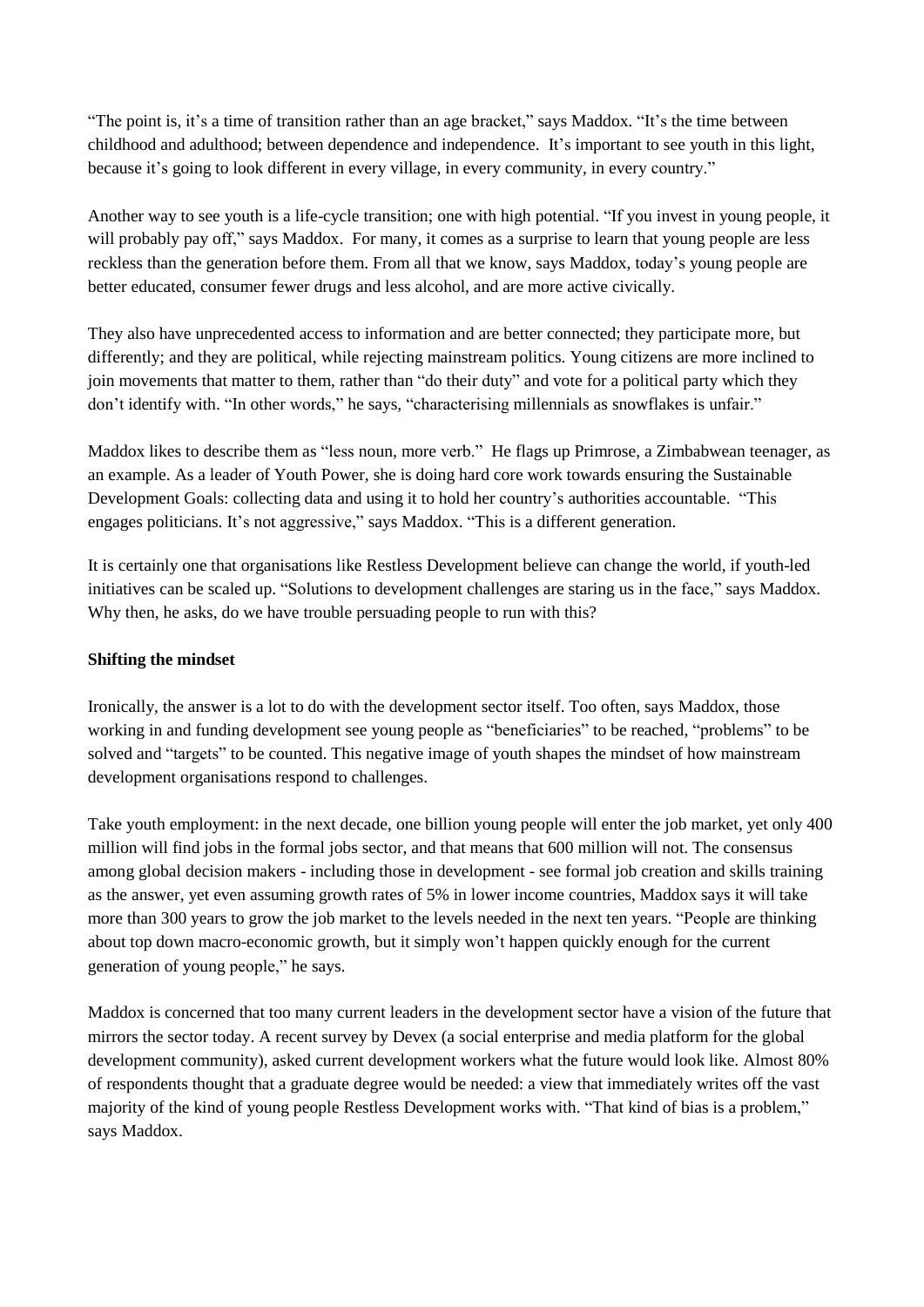"The point is, it's a time of transition rather than an age bracket," says Maddox. "It's the time between childhood and adulthood; between dependence and independence. It's important to see youth in this light, because it's going to look different in every village, in every community, in every country."

Another way to see youth is a life-cycle transition; one with high potential. "If you invest in young people, it will probably pay off," says Maddox. For many, it comes as a surprise to learn that young people are less reckless than the generation before them. From all that we know, says Maddox, today's young people are better educated, consumer fewer drugs and less alcohol, and are more active civically.

They also have unprecedented access to information and are better connected; they participate more, but differently; and they are political, while rejecting mainstream politics. Young citizens are more inclined to join movements that matter to them, rather than "do their duty" and vote for a political party which they don't identify with. "In other words," he says, "characterising millennials as snowflakes is unfair."

Maddox likes to describe them as "less noun, more verb." He flags up Primrose, a Zimbabwean teenager, as an example. As a leader of Youth Power, she is doing hard core work towards ensuring the Sustainable Development Goals: collecting data and using it to hold her country's authorities accountable. "This engages politicians. It's not aggressive," says Maddox. "This is a different generation.

It is certainly one that organisations like Restless Development believe can change the world, if youth-led initiatives can be scaled up. "Solutions to development challenges are staring us in the face," says Maddox. Why then, he asks, do we have trouble persuading people to run with this?

**Shifting the mindset**

Ironically, the answer is a lot to do with the development sector itself. Too often, says Maddox, those working in and funding development see young people as "beneficiaries" to be reached, "problems" to be solved and "targets" to be counted. This negative image of youth shapes the mindset of how mainstream development organisations respond to challenges.

Take youth employment: in the next decade, one billion young people will enter the job market, yet only 400 million will find jobs in the formal jobs sector, and that means that 600 million will not. The consensus among global decision makers - including those in development - see formal job creation and skills training as the answer, yet even assuming growth rates of 5% in lower income countries, Maddox says it will take more than 300 years to grow the job market to the levels needed in the next ten years. "People are thinking about top down macro-economic growth, but it simply won't happen quickly enough for the current generation of young people," he says.

Maddox is concerned that too many current leaders in the development sector have a vision of the future that mirrors the sector today. A recent survey by Devex (a social enterprise and media platform for the global development community), asked current development workers what the future would look like. Almost 80% of respondents thought that a graduate degree would be needed: a view that immediately writes off the vast majority of the kind of young people Restless Development works with. "That kind of bias is a problem," says Maddox.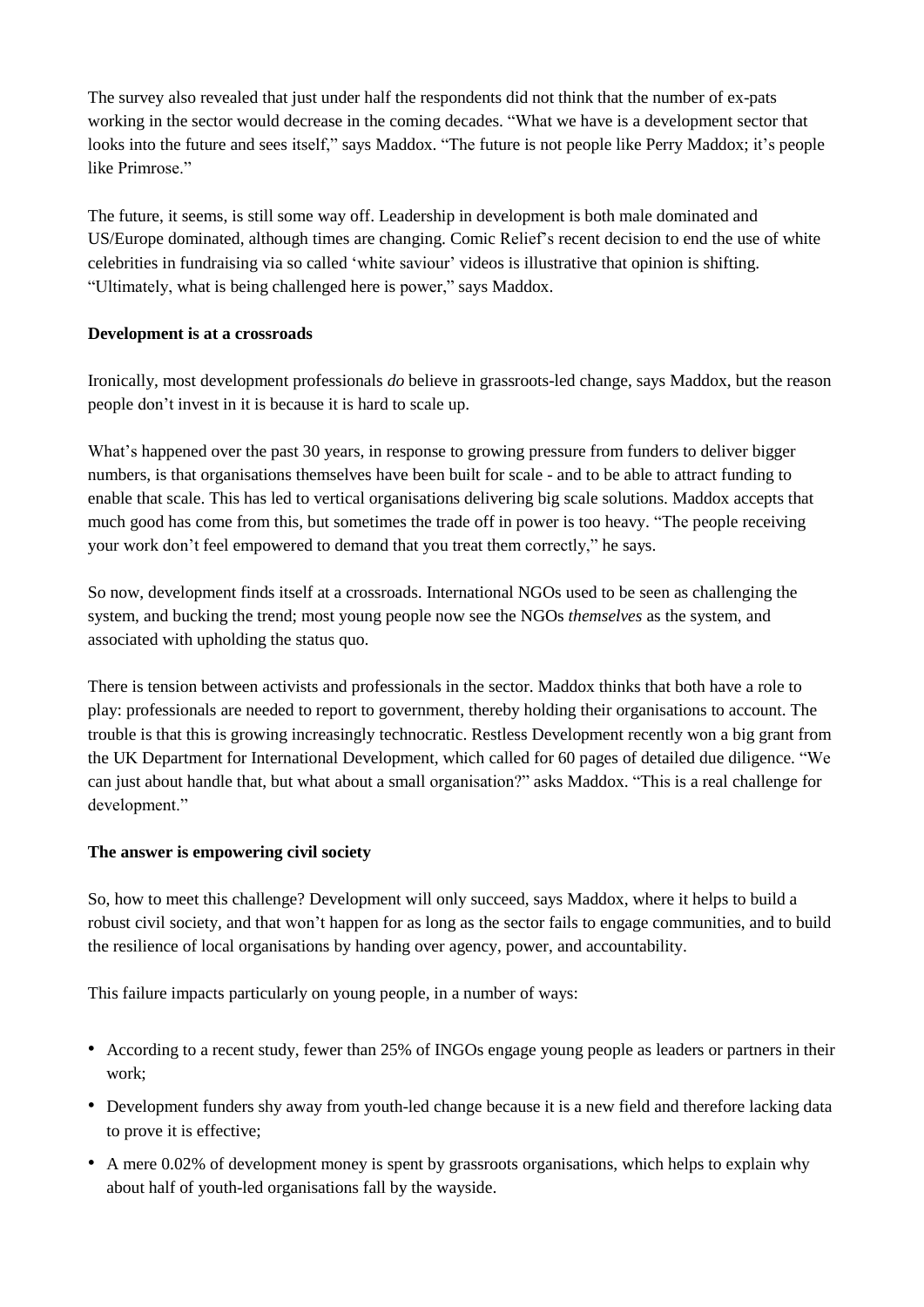The survey also revealed that just under half the respondents did not think that the number of ex-pats working in the sector would decrease in the coming decades. "What we have is a development sector that looks into the future and sees itself," says Maddox. "The future is not people like Perry Maddox; it's people like Primrose."

The future, it seems, is still some way off. Leadership in development is both male dominated and US/Europe dominated, although times are changing. Comic Relief's recent decision to end the use of white celebrities in fundraising via so called 'white saviour' videos is illustrative that opinion is shifting. "Ultimately, what is being challenged here is power," says Maddox.

**Development is at a crossroads**

Ironically, most development professionals *do* believe in grassroots-led change, says Maddox, but the reason people don't invest in it is because it is hard to scale up.

What's happened over the past 30 years, in response to growing pressure from funders to deliver bigger numbers, is that organisations themselves have been built for scale - and to be able to attract funding to enable that scale. This has led to vertical organisations delivering big scale solutions. Maddox accepts that much good has come from this, but sometimes the trade off in power is too heavy. "The people receiving your work don't feel empowered to demand that you treat them correctly," he says.

So now, development finds itself at a crossroads. International NGOs used to be seen as challenging the system, and bucking the trend; most young people now see the NGOs *themselves* as the system, and associated with upholding the status quo.

There is tension between activists and professionals in the sector. Maddox thinks that both have a role to play: professionals are needed to report to government, thereby holding their organisations to account. The trouble is that this is growing increasingly technocratic. Restless Development recently won a big grant from the UK Department for International Development, which called for 60 pages of detailed due diligence. "We can just about handle that, but what about a small organisation?" asks Maddox. "This is a real challenge for development."

**The answer is empowering civil society**

So, how to meet this challenge? Development will only succeed, says Maddox, where it helps to build a robust civil society, and that won't happen for as long as the sector fails to engage communities, and to build the resilience of local organisations by handing over agency, power, and accountability.

This failure impacts particularly on young people, in a number of ways:

- According to a recent study, fewer than 25% of INGOs engage young people as leaders or partners in their work;
- Development funders shy away from youth-led change because it is a new field and therefore lacking data to prove it is effective;
- A mere 0.02% of development money is spent by grassroots organisations, which helps to explain why about half of youth-led organisations fall by the wayside.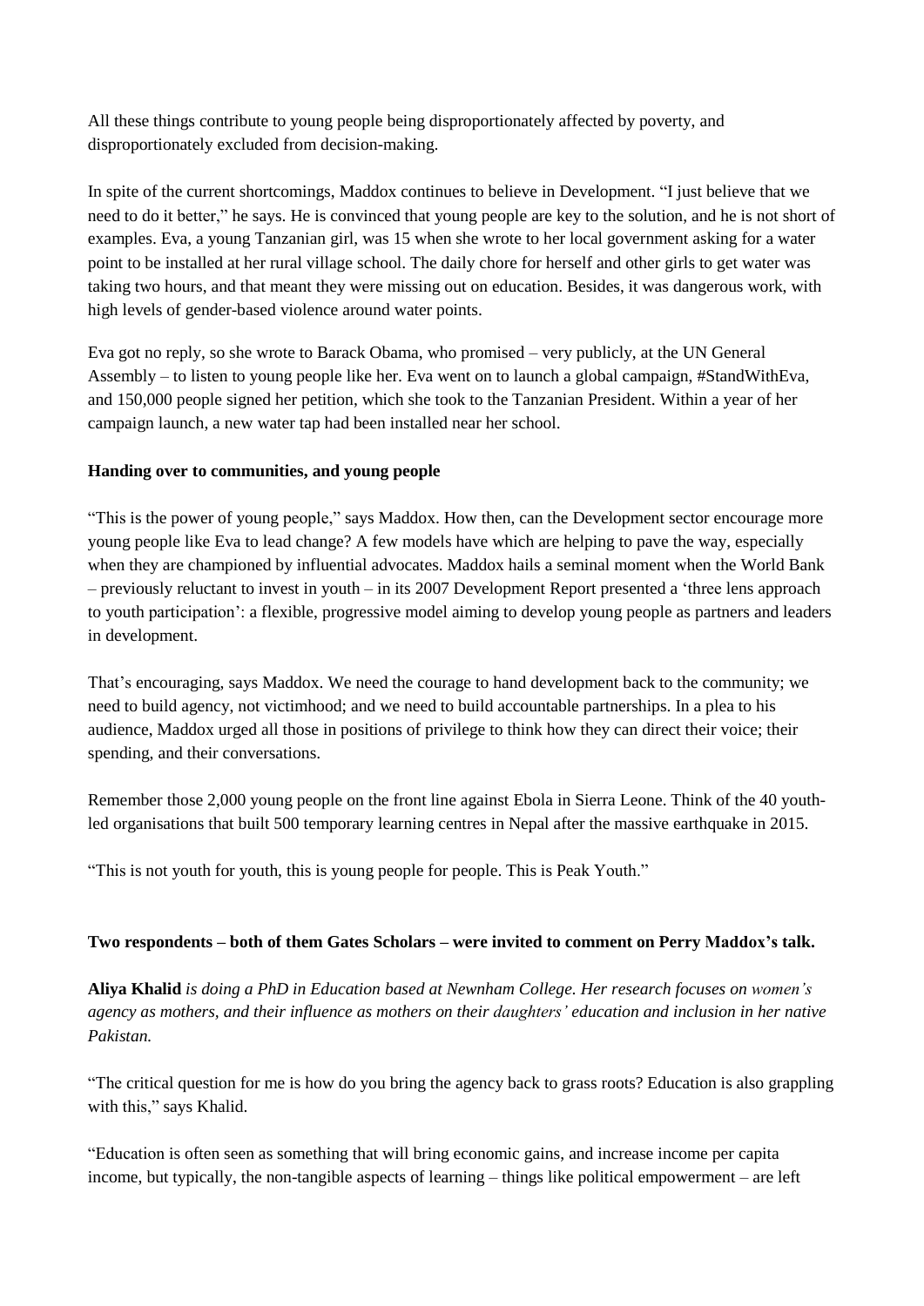All these things contribute to young people being disproportionately affected by poverty, and disproportionately excluded from decision-making.

In spite of the current shortcomings, Maddox continues to believe in Development. "I just believe that we need to do it better," he says. He is convinced that young people are key to the solution, and he is not short of examples. Eva, a young Tanzanian girl, was 15 when she wrote to her local government asking for a water point to be installed at her rural village school. The daily chore for herself and other girls to get water was taking two hours, and that meant they were missing out on education. Besides, it was dangerous work, with high levels of gender-based violence around water points.

Eva got no reply, so she wrote to Barack Obama, who promised – very publicly, at the UN General Assembly – to listen to young people like her. Eva went on to launch a global campaign, #StandWithEva, and 150,000 people signed her petition, which she took to the Tanzanian President. Within a year of her campaign launch, a new water tap had been installed near her school.

**Handing over to communities, and young people**

"This is the power of young people," says Maddox. How then, can the Development sector encourage more young people like Eva to lead change? A few models have which are helping to pave the way, especially when they are championed by influential advocates. Maddox hails a seminal moment when the World Bank – previously reluctant to invest in youth – in its 2007 Development Report presented a 'three lens approach to youth participation': a flexible, progressive model aiming to develop young people as partners and leaders in development.

That's encouraging, says Maddox. We need the courage to hand development back to the community; we need to build agency, not victimhood; and we need to build accountable partnerships. In a plea to his audience, Maddox urged all those in positions of privilege to think how they can direct their voice; their spending, and their conversations.

Remember those 2,000 young people on the front line against Ebola in Sierra Leone. Think of the 40 youth-led organisations that built 500 temporary learning centres in Nepal after the massive earthquake in 2015.

"This is not youth for youth, this is young people for people. This is Peak Youth."

**Two respondents – both of them Gates Scholars – were invited to comment on Perry Maddox's talk.**

**Aliya Khalid** *is doing a PhD in Education based at Newnham College. Her research focuses on women's agency as mothers, and their influence as mothers on their daughters' education and inclusion in her native Pakistan.*

"The critical question for me is how do you bring the agency back to grass roots? Education is also grappling with this," says Khalid.

"Education is often seen as something that will bring economic gains, and increase income per capita income, but typically, the non-tangible aspects of learning – things like political empowerment – are left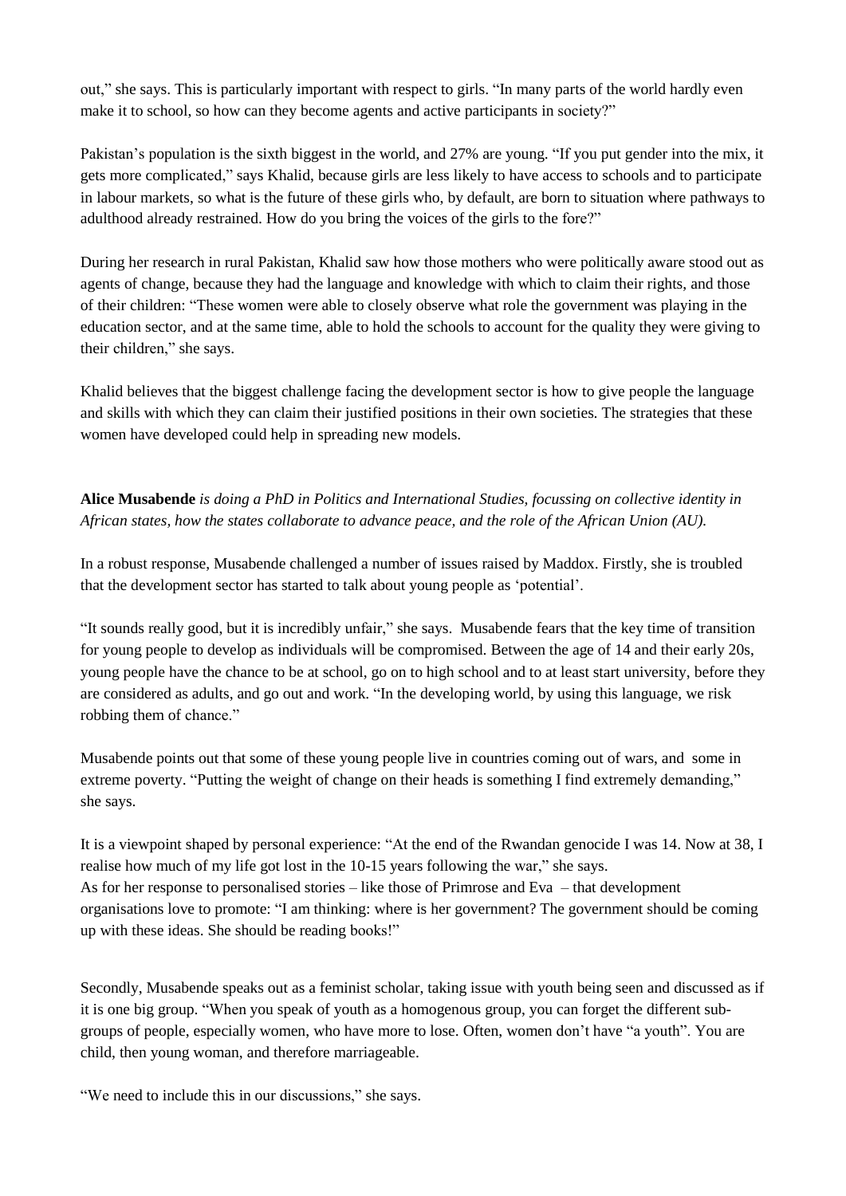out," she says. This is particularly important with respect to girls. "In many parts of the world hardly even make it to school, so how can they become agents and active participants in society?"

Pakistan's population is the sixth biggest in the world, and 27% are young. "If you put gender into the mix, it gets more complicated," says Khalid, because girls are less likely to have access to schools and to participate in labour markets, so what is the future of these girls who, by default, are born to situation where pathways to adulthood already restrained. How do you bring the voices of the girls to the fore?"

During her research in rural Pakistan, Khalid saw how those mothers who were politically aware stood out as agents of change, because they had the language and knowledge with which to claim their rights, and those of their children: "These women were able to closely observe what role the government was playing in the education sector, and at the same time, able to hold the schools to account for the quality they were giving to their children," she says.

Khalid believes that the biggest challenge facing the development sector is how to give people the language and skills with which they can claim their justified positions in their own societies. The strategies that these women have developed could help in spreading new models.

**Alice Musabende** *is doing a PhD in Politics and International Studies, focussing on collective identity in African states, how the states collaborate to advance peace, and the role of the African Union (AU).*

In a robust response, Musabende challenged a number of issues raised by Maddox. Firstly, she is troubled that the development sector has started to talk about young people as 'potential'.

"It sounds really good, but it is incredibly unfair," she says. Musabende fears that the key time of transition for young people to develop as individuals will be compromised. Between the age of 14 and their early 20s, young people have the chance to be at school, go on to high school and to at least start university, before they are considered as adults, and go out and work. "In the developing world, by using this language, we risk robbing them of chance."

Musabende points out that some of these young people live in countries coming out of wars, and some in extreme poverty. "Putting the weight of change on their heads is something I find extremely demanding," she says.

It is a viewpoint shaped by personal experience: "At the end of the Rwandan genocide I was 14. Now at 38, I realise how much of my life got lost in the 10-15 years following the war," she says.
As for her response to personalised stories – like those of Primrose and Eva – that development organisations love to promote: "I am thinking: where is her government? The government should be coming up with these ideas. She should be reading books!"

Secondly, Musabende speaks out as a feminist scholar, taking issue with youth being seen and discussed as if it is one big group. "When you speak of youth as a homogenous group, you can forget the different sub-groups of people, especially women, who have more to lose. Often, women don't have "a youth". You are child, then young woman, and therefore marriageable.

"We need to include this in our discussions," she says.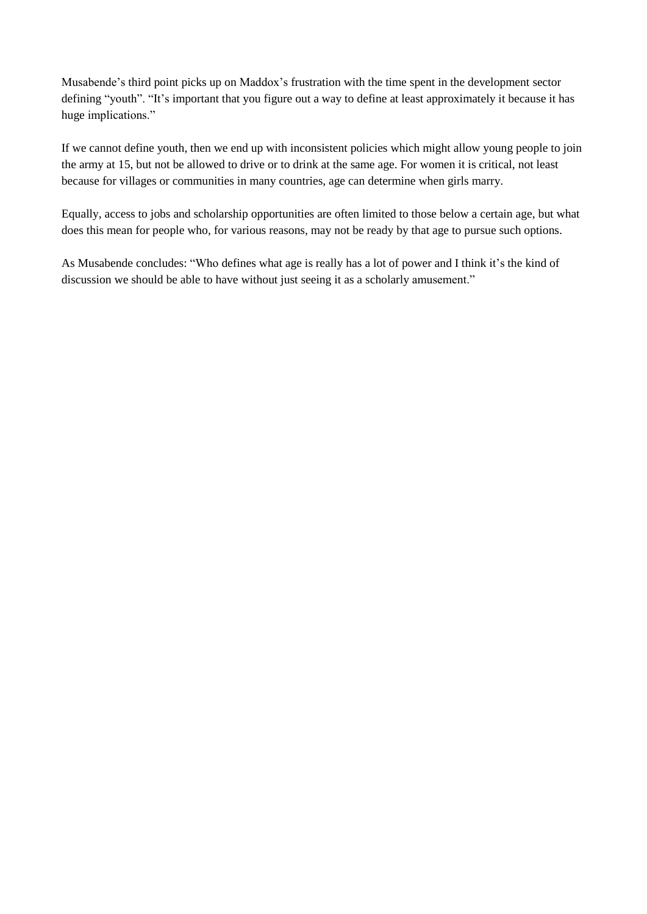Musabende's third point picks up on Maddox's frustration with the time spent in the development sector defining "youth". "It's important that you figure out a way to define at least approximately it because it has huge implications."

If we cannot define youth, then we end up with inconsistent policies which might allow young people to join the army at 15, but not be allowed to drive or to drink at the same age. For women it is critical, not least because for villages or communities in many countries, age can determine when girls marry.

Equally, access to jobs and scholarship opportunities are often limited to those below a certain age, but what does this mean for people who, for various reasons, may not be ready by that age to pursue such options.

As Musabende concludes: "Who defines what age is really has a lot of power and I think it's the kind of discussion we should be able to have without just seeing it as a scholarly amusement."